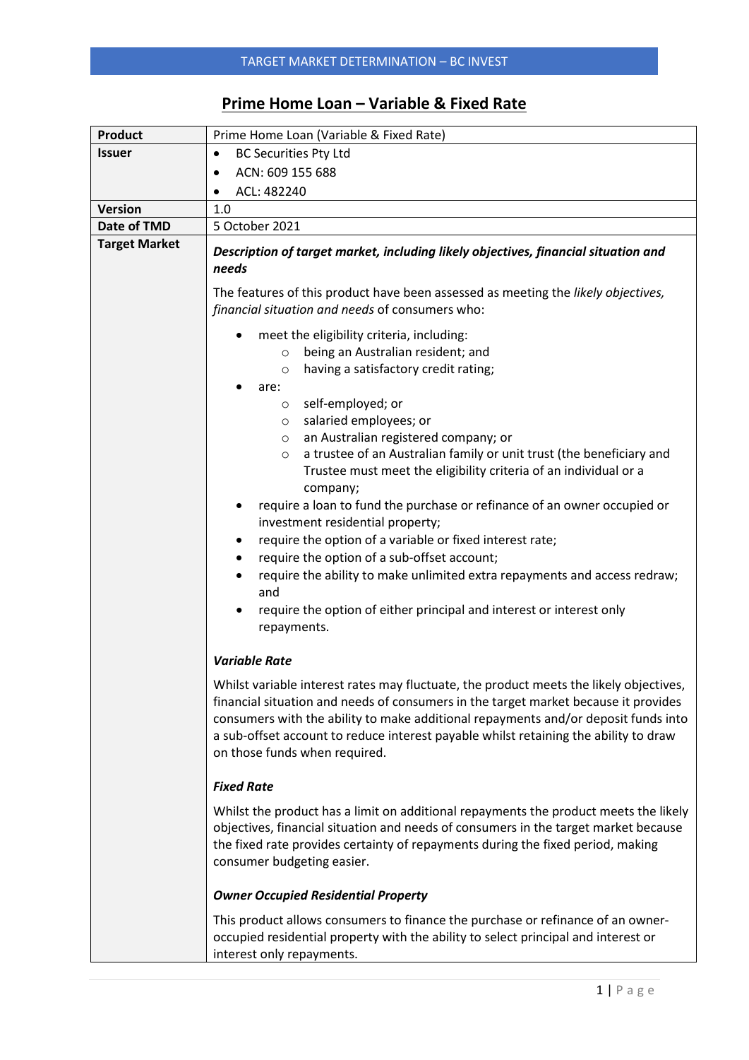# Prime Home Loan – Variable & Fixed Rate

| **Product** | Prime Home Loan (Variable & Fixed Rate) |
|---|---|
| **Issuer** | • BC Securities Pty Ltd<br>• ACN: 609 155 688<br>• ACL: 482240 |
| **Version** | 1.0 |
| **Date of TMD** | 5 October 2021 |
| **Target Market** | ***Description of target market, including likely objectives, financial situation and needs***<br><br>The features of this product have been assessed as meeting the *likely objectives, financial situation and needs* of consumers who:<br><br>• meet the eligibility criteria, including:<br>&nbsp;&nbsp;&nbsp;&nbsp;○ being an Australian resident; and<br>&nbsp;&nbsp;&nbsp;&nbsp;○ having a satisfactory credit rating;<br>• are:<br>&nbsp;&nbsp;&nbsp;&nbsp;○ self-employed; or<br>&nbsp;&nbsp;&nbsp;&nbsp;○ salaried employees; or<br>&nbsp;&nbsp;&nbsp;&nbsp;○ an Australian registered company; or<br>&nbsp;&nbsp;&nbsp;&nbsp;○ a trustee of an Australian family or unit trust (the beneficiary and Trustee must meet the eligibility criteria of an individual or a company;<br>• require a loan to fund the purchase or refinance of an owner occupied or investment residential property;<br>• require the option of a variable or fixed interest rate;<br>• require the option of a sub-offset account;<br>• require the ability to make unlimited extra repayments and access redraw; and<br>• require the option of either principal and interest or interest only repayments.<br><br>***Variable Rate***<br><br>Whilst variable interest rates may fluctuate, the product meets the likely objectives, financial situation and needs of consumers in the target market because it provides consumers with the ability to make additional repayments and/or deposit funds into a sub-offset account to reduce interest payable whilst retaining the ability to draw on those funds when required.<br><br>***Fixed Rate***<br><br>Whilst the product has a limit on additional repayments the product meets the likely objectives, financial situation and needs of consumers in the target market because the fixed rate provides certainty of repayments during the fixed period, making consumer budgeting easier.<br><br>***Owner Occupied Residential Property***<br><br>This product allows consumers to finance the purchase or refinance of an owner-occupied residential property with the ability to select principal and interest or interest only repayments. |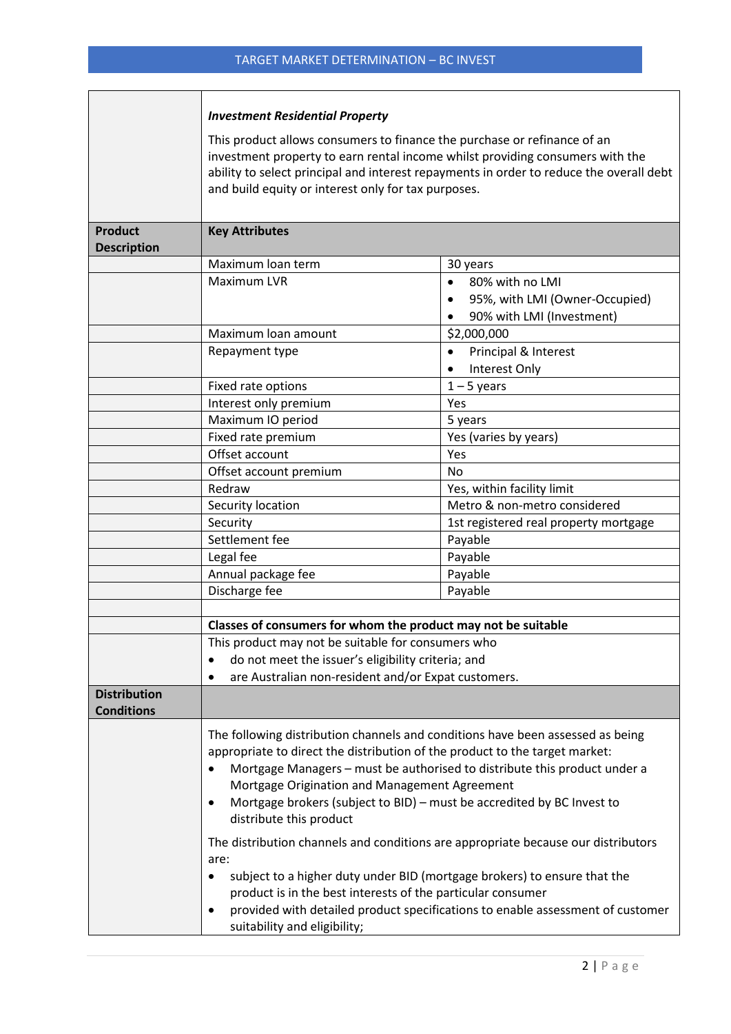| | | |
|---|---|---|
| | ***Investment Residential Property*** This product allows consumers to finance the purchase or refinance of an investment property to earn rental income whilst providing consumers with the ability to select principal and interest repayments in order to reduce the overall debt and build equity or interest only for tax purposes. | |
| **Product Description** | **Key Attributes** | |
| | Maximum loan term | 30 years |
| | Maximum LVR | • 80% with no LMI<br>• 95%, with LMI (Owner-Occupied)<br>• 90% with LMI (Investment) |
| | Maximum loan amount | $2,000,000 |
| | Repayment type | • Principal & Interest<br>• Interest Only |
| | Fixed rate options | 1 – 5 years |
| | Interest only premium | Yes |
| | Maximum IO period | 5 years |
| | Fixed rate premium | Yes (varies by years) |
| | Offset account | Yes |
| | Offset account premium | No |
| | Redraw | Yes, within facility limit |
| | Security location | Metro & non-metro considered |
| | Security | 1st registered real property mortgage |
| | Settlement fee | Payable |
| | Legal fee | Payable |
| | Annual package fee | Payable |
| | Discharge fee | Payable |
| | | |
| | **Classes of consumers for whom the product may not be suitable** | |
| | This product may not be suitable for consumers who<br>• do not meet the issuer's eligibility criteria; and<br>• are Australian non-resident and/or Expat customers. | |
| **Distribution Conditions** | | |
| | The following distribution channels and conditions have been assessed as being appropriate to direct the distribution of the product to the target market:<br>• Mortgage Managers – must be authorised to distribute this product under a Mortgage Origination and Management Agreement<br>• Mortgage brokers (subject to BID) – must be accredited by BC Invest to distribute this product<br><br>The distribution channels and conditions are appropriate because our distributors are:<br>• subject to a higher duty under BID (mortgage brokers) to ensure that the product is in the best interests of the particular consumer<br>• provided with detailed product specifications to enable assessment of customer suitability and eligibility; | |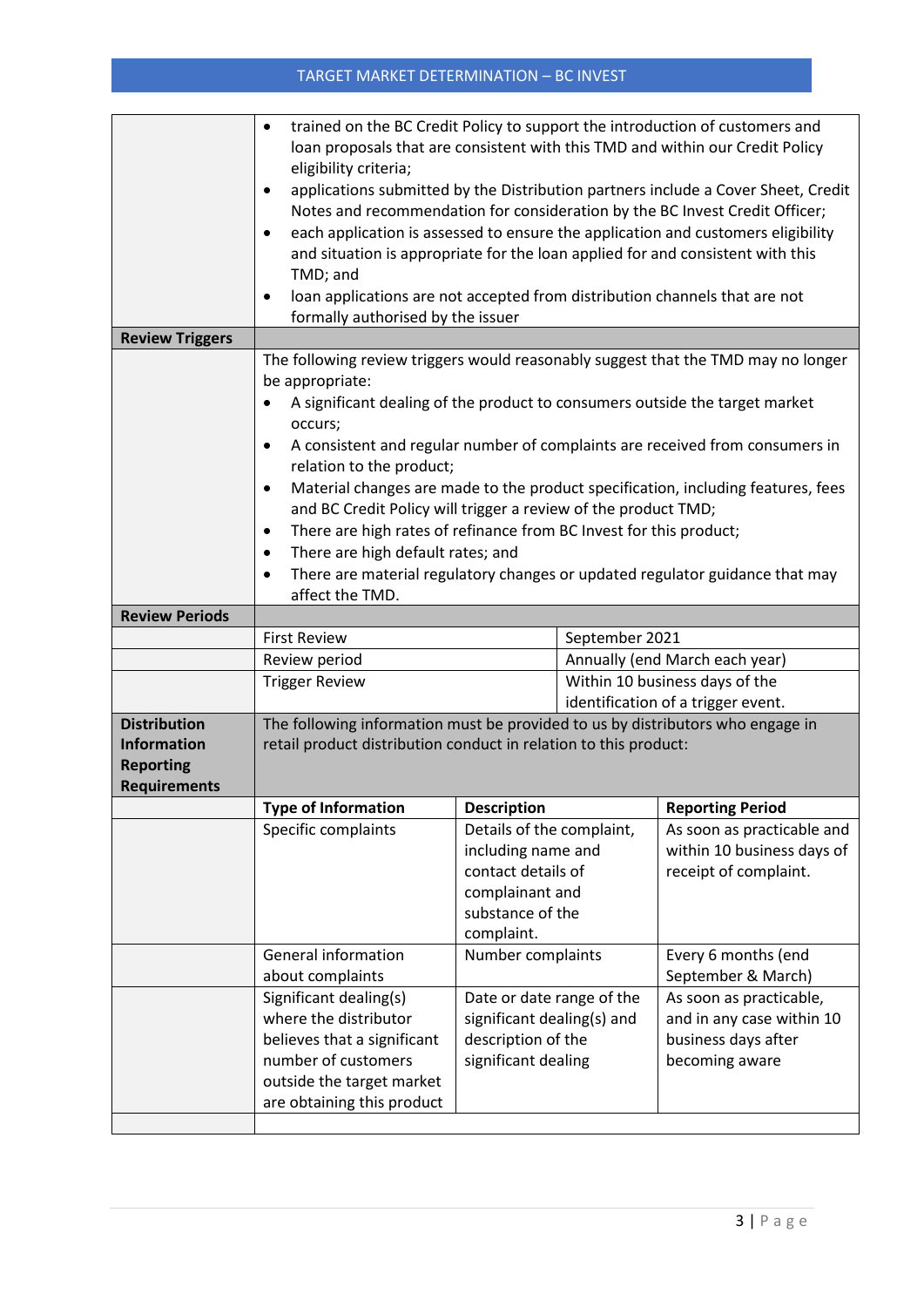| | |
|---|---|
| | • trained on the BC Credit Policy to support the introduction of customers and loan proposals that are consistent with this TMD and within our Credit Policy eligibility criteria;<br>• applications submitted by the Distribution partners include a Cover Sheet, Credit Notes and recommendation for consideration by the BC Invest Credit Officer;<br>• each application is assessed to ensure the application and customers eligibility and situation is appropriate for the loan applied for and consistent with this TMD; and<br>• loan applications are not accepted from distribution channels that are not formally authorised by the issuer |
| **Review Triggers** | |
| | The following review triggers would reasonably suggest that the TMD may no longer be appropriate:<br>• A significant dealing of the product to consumers outside the target market occurs;<br>• A consistent and regular number of complaints are received from consumers in relation to the product;<br>• Material changes are made to the product specification, including features, fees and BC Credit Policy will trigger a review of the product TMD;<br>• There are high rates of refinance from BC Invest for this product;<br>• There are high default rates; and<br>• There are material regulatory changes or updated regulator guidance that may affect the TMD. |

| | | |
|---|---|---|
| **Review Periods** | | |
| | First Review | September 2021 |
| | Review period | Annually (end March each year) |
| | Trigger Review | Within 10 business days of the identification of a trigger event. |

| | | | |
|---|---|---|---|
| **Distribution Information Reporting Requirements** | The following information must be provided to us by distributors who engage in retail product distribution conduct in relation to this product: | | |
| | **Type of Information** | **Description** | **Reporting Period** |
| | Specific complaints | Details of the complaint, including name and contact details of complainant and substance of the complaint. | As soon as practicable and within 10 business days of receipt of complaint. |
| | General information about complaints | Number complaints | Every 6 months (end September & March) |
| | Significant dealing(s) where the distributor believes that a significant number of customers outside the target market are obtaining this product | Date or date range of the significant dealing(s) and description of the significant dealing | As soon as practicable, and in any case within 10 business days after becoming aware |
| | | | |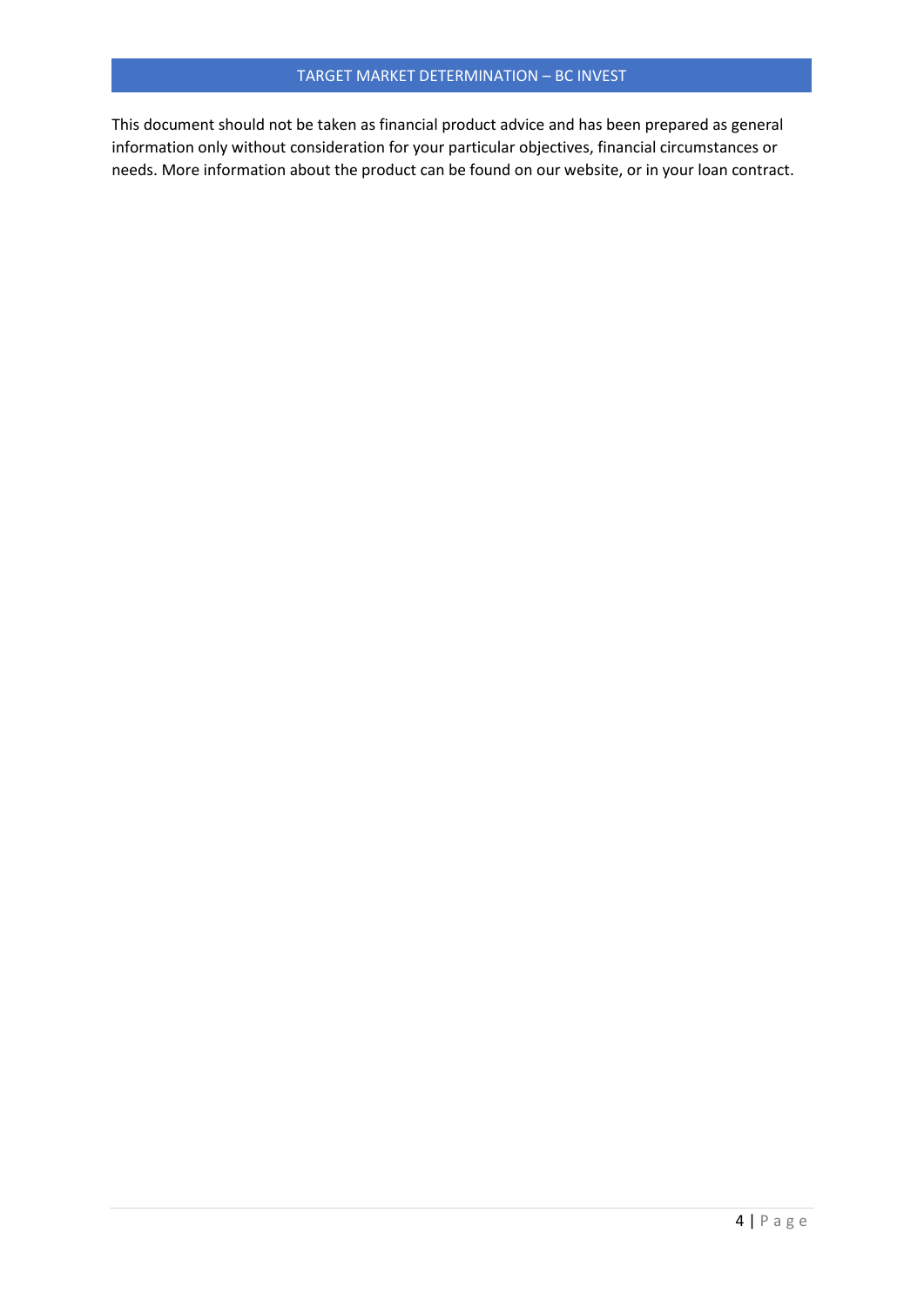This document should not be taken as financial product advice and has been prepared as general information only without consideration for your particular objectives, financial circumstances or needs. More information about the product can be found on our website, or in your loan contract.